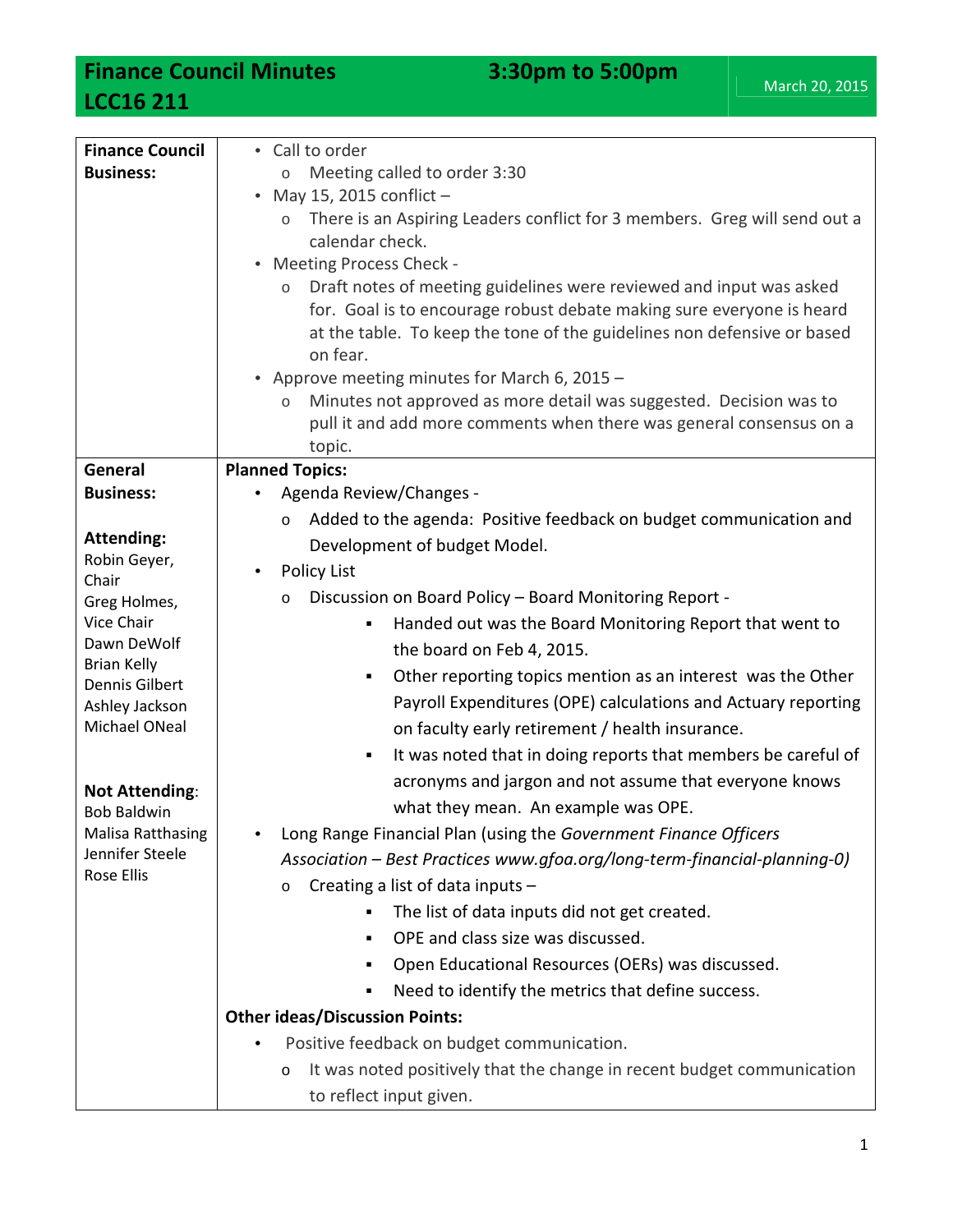# Finance Council Minutes — 3:30pm to 5:00pm — March 20, 2015

## LCC16 211

| | |
|---|---|
| **Finance Council Business:** | • Call to order<br>  o Meeting called to order 3:30<br>• May 15, 2015 conflict –<br>  o There is an Aspiring Leaders conflict for 3 members. Greg will send out a calendar check.<br>• Meeting Process Check -<br>  o Draft notes of meeting guidelines were reviewed and input was asked for. Goal is to encourage robust debate making sure everyone is heard at the table. To keep the tone of the guidelines non defensive or based on fear.<br>• Approve meeting minutes for March 6, 2015 –<br>  o Minutes not approved as more detail was suggested. Decision was to pull it and add more comments when there was general consensus on a topic. |
| **General Business:**<br><br>**Attending:**<br>Robin Geyer, Chair<br>Greg Holmes, Vice Chair<br>Dawn DeWolf<br>Brian Kelly<br>Dennis Gilbert<br>Ashley Jackson<br>Michael ONeal<br><br>**Not Attending**:<br>Bob Baldwin<br>Malisa Ratthasing<br>Jennifer Steele<br>Rose Ellis | **Planned Topics:**<br>• Agenda Review/Changes -<br>  o Added to the agenda: Positive feedback on budget communication and Development of budget Model.<br>• Policy List<br>  o Discussion on Board Policy – Board Monitoring Report -<br>    ▪ Handed out was the Board Monitoring Report that went to the board on Feb 4, 2015.<br>    ▪ Other reporting topics mention as an interest was the Other Payroll Expenditures (OPE) calculations and Actuary reporting on faculty early retirement / health insurance.<br>    ▪ It was noted that in doing reports that members be careful of acronyms and jargon and not assume that everyone knows what they mean. An example was OPE.<br>• Long Range Financial Plan (using the *Government Finance Officers Association – Best Practices www.gfoa.org/long-term-financial-planning-0)*<br>  o Creating a list of data inputs –<br>    ▪ The list of data inputs did not get created.<br>    ▪ OPE and class size was discussed.<br>    ▪ Open Educational Resources (OERs) was discussed.<br>    ▪ Need to identify the metrics that define success.<br>**Other ideas/Discussion Points:**<br>• Positive feedback on budget communication.<br>  o It was noted positively that the change in recent budget communication to reflect input given. |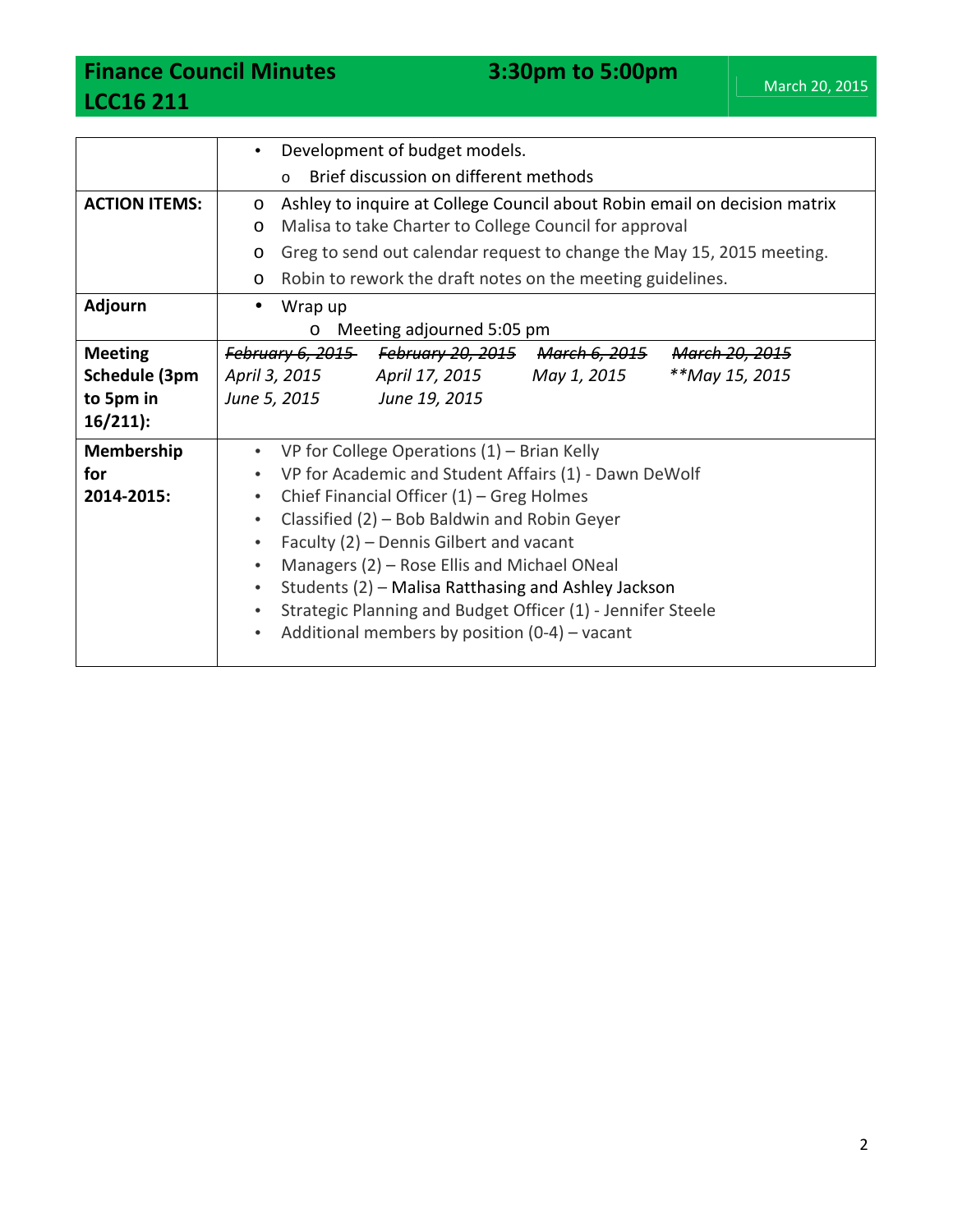# Finance Council Minutes 3:30pm to 5:00pm

## LCC16 211

March 20, 2015

| | |
|---|---|
| | • Development of budget models.<br>  o Brief discussion on different methods |
| **ACTION ITEMS:** | o Ashley to inquire at College Council about Robin email on decision matrix<br>o Malisa to take Charter to College Council for approval<br>o Greg to send out calendar request to change the May 15, 2015 meeting.<br>o Robin to rework the draft notes on the meeting guidelines. |
| **Adjourn** | • Wrap up<br>  o Meeting adjourned 5:05 pm |
| **Meeting Schedule (3pm to 5pm in 16/211):** | ~~*February 6, 2015*~~ ~~*February 20, 2015*~~ ~~*March 6, 2015*~~ ~~*March 20, 2015*~~<br>*April 3, 2015* *April 17, 2015* *May 1, 2015* *\*\*May 15, 2015*<br>*June 5, 2015* *June 19, 2015* |
| **Membership for 2014-2015:** | • VP for College Operations (1) – Brian Kelly<br>• VP for Academic and Student Affairs (1) - Dawn DeWolf<br>• Chief Financial Officer (1) – Greg Holmes<br>• Classified (2) – Bob Baldwin and Robin Geyer<br>• Faculty (2) – Dennis Gilbert and vacant<br>• Managers (2) – Rose Ellis and Michael ONeal<br>• Students (2) – Malisa Ratthasing and Ashley Jackson<br>• Strategic Planning and Budget Officer (1) - Jennifer Steele<br>• Additional members by position (0-4) – vacant |